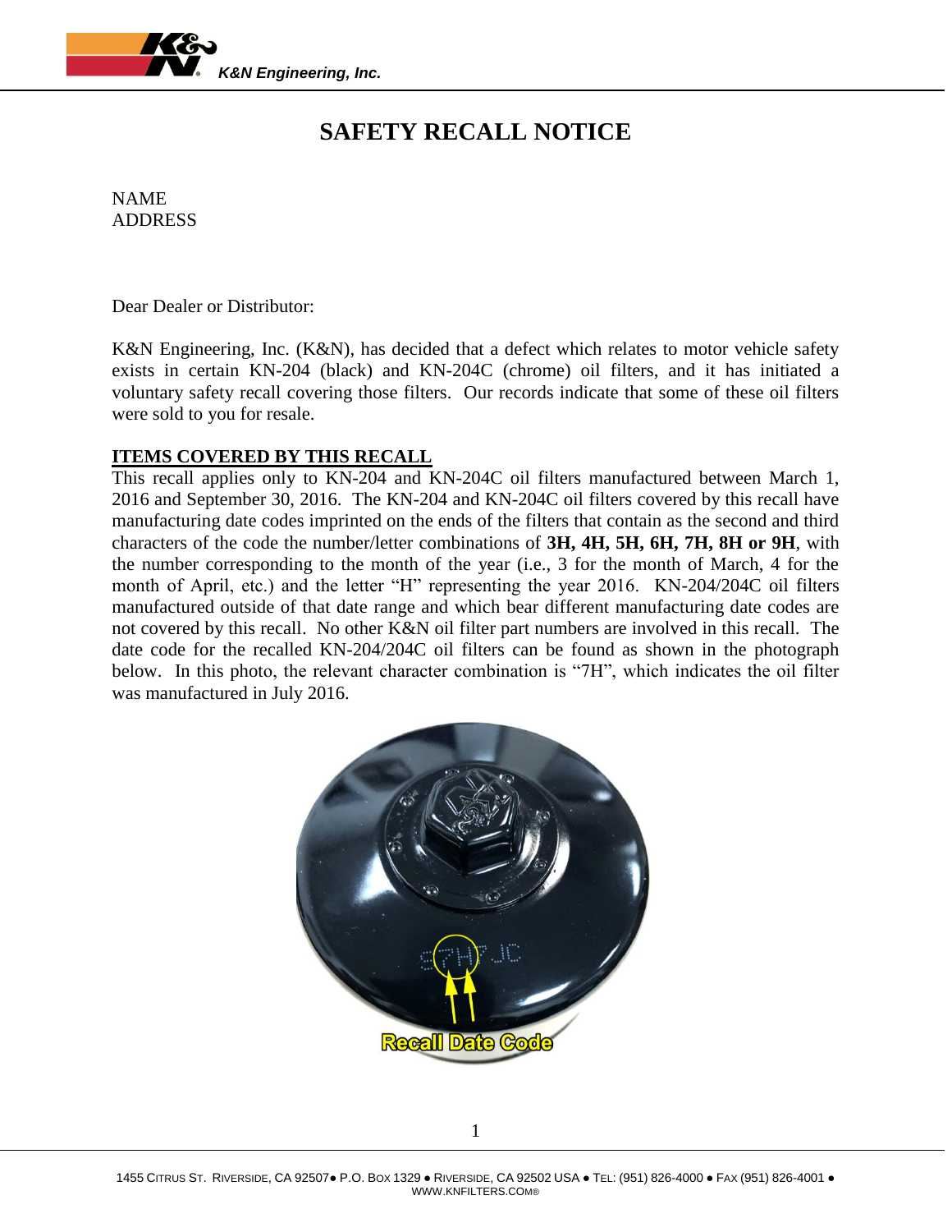K&N Engineering, Inc.

# SAFETY RECALL NOTICE

NAME
ADDRESS

Dear Dealer or Distributor:

K&N Engineering, Inc. (K&N), has decided that a defect which relates to motor vehicle safety exists in certain KN-204 (black) and KN-204C (chrome) oil filters, and it has initiated a voluntary safety recall covering those filters. Our records indicate that some of these oil filters were sold to you for resale.

**ITEMS COVERED BY THIS RECALL**

This recall applies only to KN-204 and KN-204C oil filters manufactured between March 1, 2016 and September 30, 2016. The KN-204 and KN-204C oil filters covered by this recall have manufacturing date codes imprinted on the ends of the filters that contain as the second and third characters of the code the number/letter combinations of **3H, 4H, 5H, 6H, 7H, 8H or 9H**, with the number corresponding to the month of the year (i.e., 3 for the month of March, 4 for the month of April, etc.) and the letter "H" representing the year 2016. KN-204/204C oil filters manufactured outside of that date range and which bear different manufacturing date codes are not covered by this recall. No other K&N oil filter part numbers are involved in this recall. The date code for the recalled KN-204/204C oil filters can be found as shown in the photograph below. In this photo, the relevant character combination is "7H", which indicates the oil filter was manufactured in July 2016.

Recall Date Code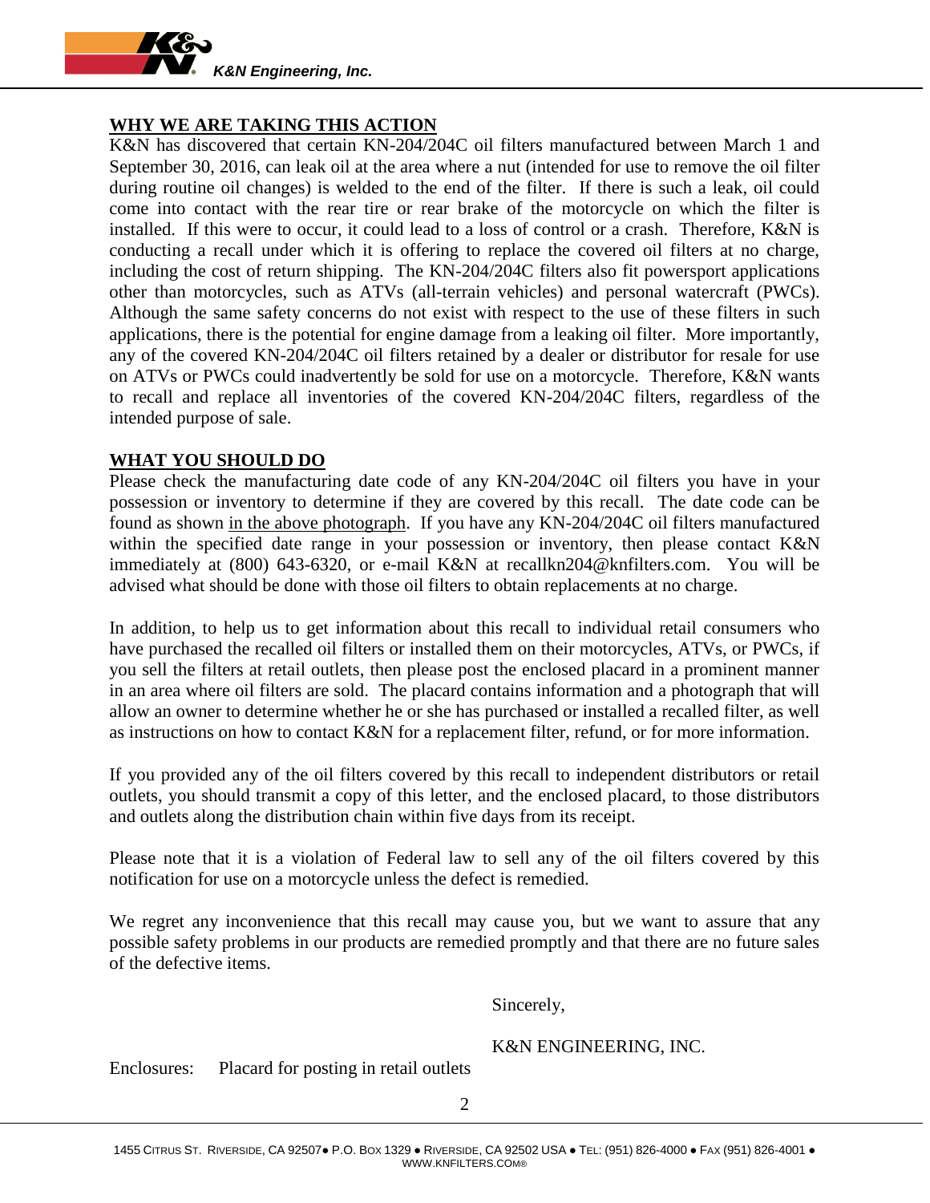## WHY WE ARE TAKING THIS ACTION

K&N has discovered that certain KN-204/204C oil filters manufactured between March 1 and September 30, 2016, can leak oil at the area where a nut (intended for use to remove the oil filter during routine oil changes) is welded to the end of the filter. If there is such a leak, oil could come into contact with the rear tire or rear brake of the motorcycle on which the filter is installed. If this were to occur, it could lead to a loss of control or a crash. Therefore, K&N is conducting a recall under which it is offering to replace the covered oil filters at no charge, including the cost of return shipping. The KN-204/204C filters also fit powersport applications other than motorcycles, such as ATVs (all-terrain vehicles) and personal watercraft (PWCs). Although the same safety concerns do not exist with respect to the use of these filters in such applications, there is the potential for engine damage from a leaking oil filter. More importantly, any of the covered KN-204/204C oil filters retained by a dealer or distributor for resale for use on ATVs or PWCs could inadvertently be sold for use on a motorcycle. Therefore, K&N wants to recall and replace all inventories of the covered KN-204/204C filters, regardless of the intended purpose of sale.

## WHAT YOU SHOULD DO

Please check the manufacturing date code of any KN-204/204C oil filters you have in your possession or inventory to determine if they are covered by this recall. The date code can be found as shown in the above photograph. If you have any KN-204/204C oil filters manufactured within the specified date range in your possession or inventory, then please contact K&N immediately at (800) 643-6320, or e-mail K&N at recallkn204@knfilters.com. You will be advised what should be done with those oil filters to obtain replacements at no charge.

In addition, to help us to get information about this recall to individual retail consumers who have purchased the recalled oil filters or installed them on their motorcycles, ATVs, or PWCs, if you sell the filters at retail outlets, then please post the enclosed placard in a prominent manner in an area where oil filters are sold. The placard contains information and a photograph that will allow an owner to determine whether he or she has purchased or installed a recalled filter, as well as instructions on how to contact K&N for a replacement filter, refund, or for more information.

If you provided any of the oil filters covered by this recall to independent distributors or retail outlets, you should transmit a copy of this letter, and the enclosed placard, to those distributors and outlets along the distribution chain within five days from its receipt.

Please note that it is a violation of Federal law to sell any of the oil filters covered by this notification for use on a motorcycle unless the defect is remedied.

We regret any inconvenience that this recall may cause you, but we want to assure that any possible safety problems in our products are remedied promptly and that there are no future sales of the defective items.

Sincerely,

K&N ENGINEERING, INC.

Enclosures: Placard for posting in retail outlets